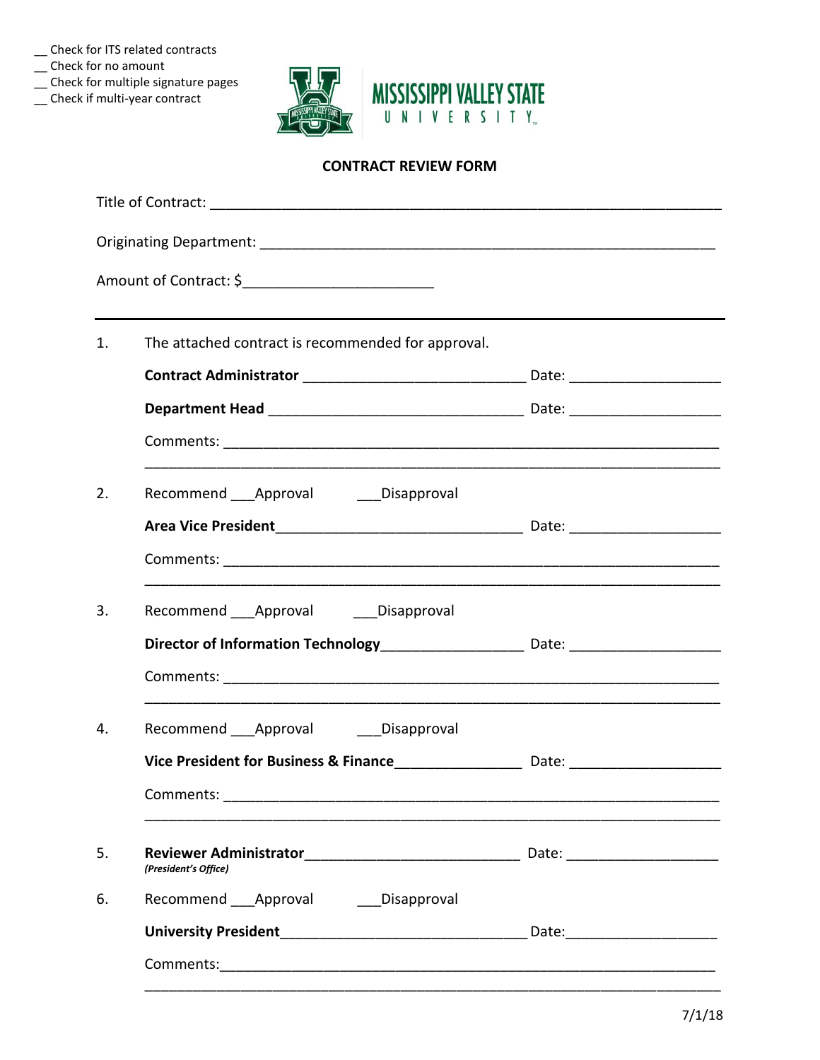__ Check for ITS related contracts
__ Check for no amount
__ Check for multiple signature pages
__ Check if multi-year contract

MISSISSIPPI VALLEY STATE UNIVERSITY

## CONTRACT REVIEW FORM

Title of Contract: ______________________________________________________________

Originating Department: ___________________________________________________

Amount of Contract: $______________________

---

1. The attached contract is recommended for approval.

   **Contract Administrator** ___________________________ Date: __________________

   **Department Head** _______________________________ Date: __________________

   Comments: ____________________________________________________________
   ______________________________________________________________________

2. Recommend ___Approval ___Disapproval

   **Area Vice President**______________________________ Date: __________________

   Comments: ____________________________________________________________
   ______________________________________________________________________

3. Recommend ___Approval ___Disapproval

   **Director of Information Technology**_________________ Date: __________________

   Comments: ____________________________________________________________
   ______________________________________________________________________

4. Recommend ___Approval ___Disapproval

   **Vice President for Business & Finance**_______________ Date: __________________

   Comments: ____________________________________________________________
   ______________________________________________________________________

5. **Reviewer Administrator**___________________________ Date: __________________
   ***(President's Office)***

6. Recommend ___Approval ___Disapproval

   **University President**_____________________________ Date:__________________

   Comments:____________________________________________________________
   ______________________________________________________________________

7/1/18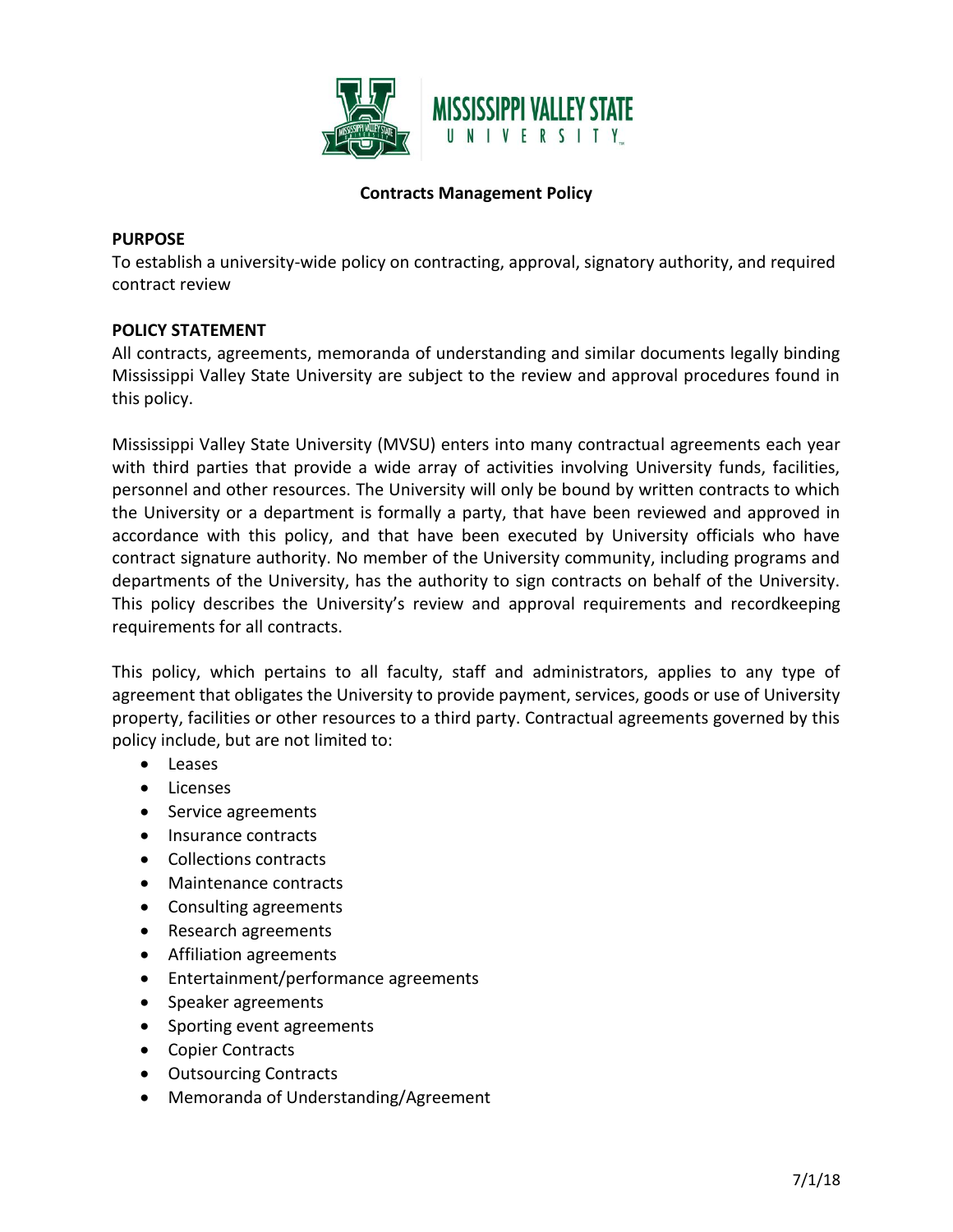## Contracts Management Policy

### PURPOSE

To establish a university-wide policy on contracting, approval, signatory authority, and required contract review

### POLICY STATEMENT

All contracts, agreements, memoranda of understanding and similar documents legally binding Mississippi Valley State University are subject to the review and approval procedures found in this policy.

Mississippi Valley State University (MVSU) enters into many contractual agreements each year with third parties that provide a wide array of activities involving University funds, facilities, personnel and other resources. The University will only be bound by written contracts to which the University or a department is formally a party, that have been reviewed and approved in accordance with this policy, and that have been executed by University officials who have contract signature authority. No member of the University community, including programs and departments of the University, has the authority to sign contracts on behalf of the University. This policy describes the University's review and approval requirements and recordkeeping requirements for all contracts.

This policy, which pertains to all faculty, staff and administrators, applies to any type of agreement that obligates the University to provide payment, services, goods or use of University property, facilities or other resources to a third party. Contractual agreements governed by this policy include, but are not limited to:

- Leases
- Licenses
- Service agreements
- Insurance contracts
- Collections contracts
- Maintenance contracts
- Consulting agreements
- Research agreements
- Affiliation agreements
- Entertainment/performance agreements
- Speaker agreements
- Sporting event agreements
- Copier Contracts
- Outsourcing Contracts
- Memoranda of Understanding/Agreement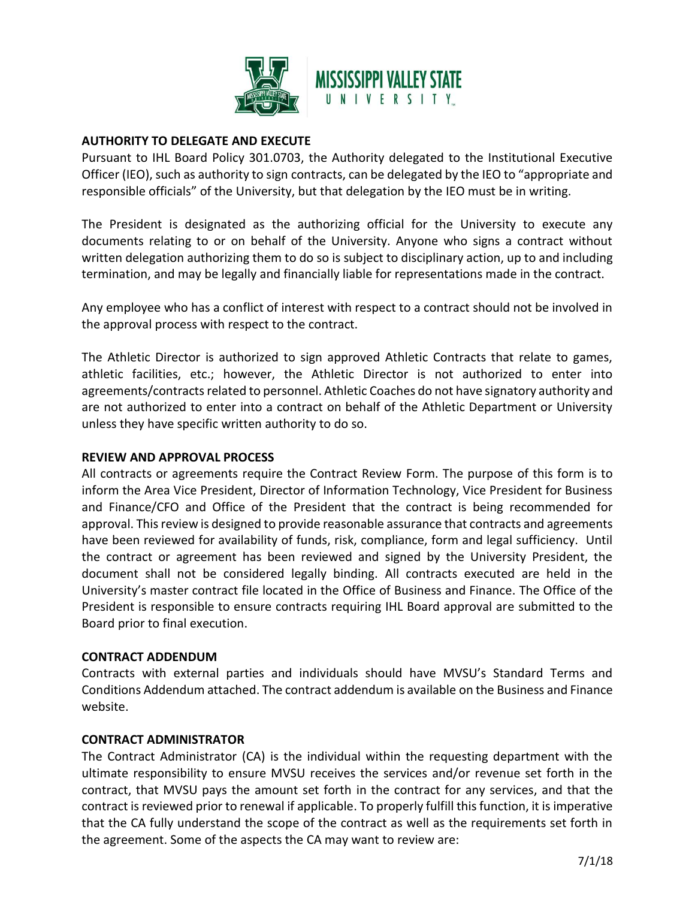## AUTHORITY TO DELEGATE AND EXECUTE

Pursuant to IHL Board Policy 301.0703, the Authority delegated to the Institutional Executive Officer (IEO), such as authority to sign contracts, can be delegated by the IEO to "appropriate and responsible officials" of the University, but that delegation by the IEO must be in writing.

The President is designated as the authorizing official for the University to execute any documents relating to or on behalf of the University. Anyone who signs a contract without written delegation authorizing them to do so is subject to disciplinary action, up to and including termination, and may be legally and financially liable for representations made in the contract.

Any employee who has a conflict of interest with respect to a contract should not be involved in the approval process with respect to the contract.

The Athletic Director is authorized to sign approved Athletic Contracts that relate to games, athletic facilities, etc.; however, the Athletic Director is not authorized to enter into agreements/contracts related to personnel. Athletic Coaches do not have signatory authority and are not authorized to enter into a contract on behalf of the Athletic Department or University unless they have specific written authority to do so.

## REVIEW AND APPROVAL PROCESS

All contracts or agreements require the Contract Review Form. The purpose of this form is to inform the Area Vice President, Director of Information Technology, Vice President for Business and Finance/CFO and Office of the President that the contract is being recommended for approval. This review is designed to provide reasonable assurance that contracts and agreements have been reviewed for availability of funds, risk, compliance, form and legal sufficiency. Until the contract or agreement has been reviewed and signed by the University President, the document shall not be considered legally binding. All contracts executed are held in the University's master contract file located in the Office of Business and Finance. The Office of the President is responsible to ensure contracts requiring IHL Board approval are submitted to the Board prior to final execution.

## CONTRACT ADDENDUM

Contracts with external parties and individuals should have MVSU's Standard Terms and Conditions Addendum attached. The contract addendum is available on the Business and Finance website.

## CONTRACT ADMINISTRATOR

The Contract Administrator (CA) is the individual within the requesting department with the ultimate responsibility to ensure MVSU receives the services and/or revenue set forth in the contract, that MVSU pays the amount set forth in the contract for any services, and that the contract is reviewed prior to renewal if applicable. To properly fulfill this function, it is imperative that the CA fully understand the scope of the contract as well as the requirements set forth in the agreement. Some of the aspects the CA may want to review are: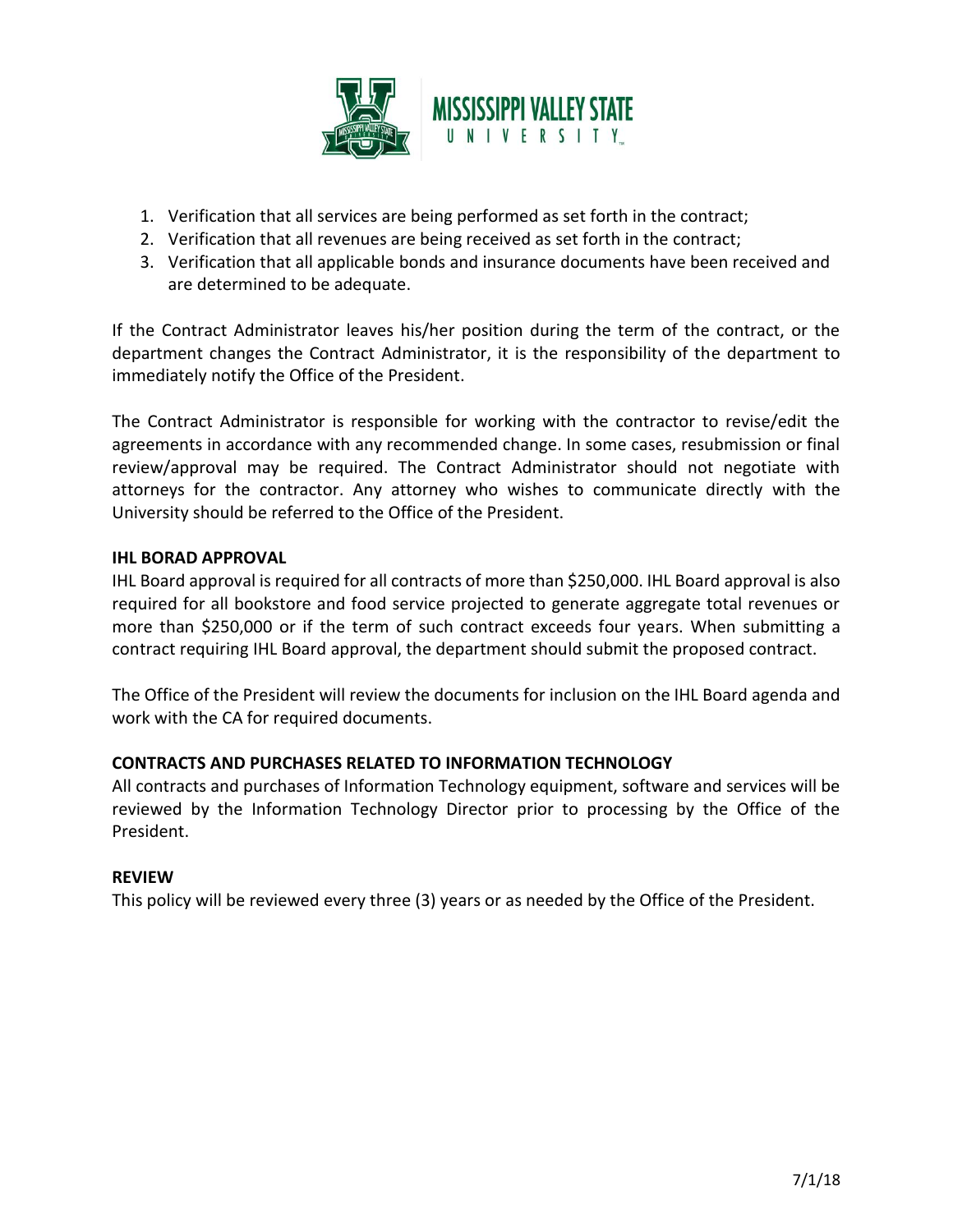1. Verification that all services are being performed as set forth in the contract;
2. Verification that all revenues are being received as set forth in the contract;
3. Verification that all applicable bonds and insurance documents have been received and are determined to be adequate.

If the Contract Administrator leaves his/her position during the term of the contract, or the department changes the Contract Administrator, it is the responsibility of the department to immediately notify the Office of the President.

The Contract Administrator is responsible for working with the contractor to revise/edit the agreements in accordance with any recommended change. In some cases, resubmission or final review/approval may be required. The Contract Administrator should not negotiate with attorneys for the contractor. Any attorney who wishes to communicate directly with the University should be referred to the Office of the President.

**IHL BORAD APPROVAL**

IHL Board approval is required for all contracts of more than $250,000. IHL Board approval is also required for all bookstore and food service projected to generate aggregate total revenues or more than $250,000 or if the term of such contract exceeds four years. When submitting a contract requiring IHL Board approval, the department should submit the proposed contract.

The Office of the President will review the documents for inclusion on the IHL Board agenda and work with the CA for required documents.

**CONTRACTS AND PURCHASES RELATED TO INFORMATION TECHNOLOGY**

All contracts and purchases of Information Technology equipment, software and services will be reviewed by the Information Technology Director prior to processing by the Office of the President.

**REVIEW**

This policy will be reviewed every three (3) years or as needed by the Office of the President.